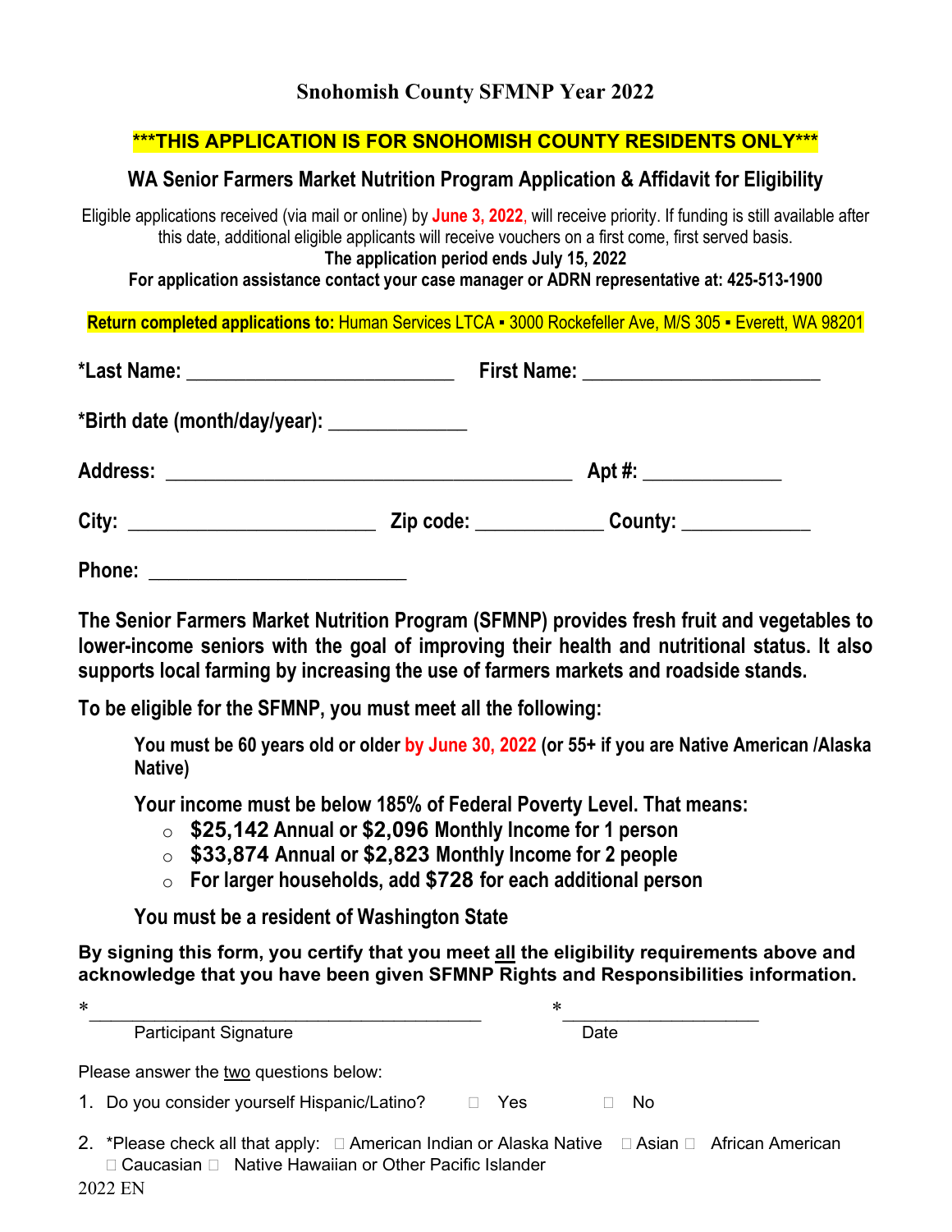# Snohomish County SFMNP Year 2022

**\*\*\*THIS APPLICATION IS FOR SNOHOMISH COUNTY RESIDENTS ONLY\*\*\***

## WA Senior Farmers Market Nutrition Program Application & Affidavit for Eligibility

Eligible applications received (via mail or online) by **June 3, 2022**, will receive priority. If funding is still available after this date, additional eligible applicants will receive vouchers on a first come, first served basis.

**The application period ends July 15, 2022**

**For application assistance contact your case manager or ADRN representative at: 425-513-1900**

**Return completed applications to:** Human Services LTCA ▪ 3000 Rockefeller Ave, M/S 305 ▪ Everett, WA 98201

**\*Last Name:** ___________________________ **First Name:** ________________________

**\*Birth date (month/day/year):** ______________

**Address:** __________________________________________ **Apt #:** ______________

**City:** _________________________ **Zip code:** _____________ **County:** _____________

**Phone:** __________________________

**The Senior Farmers Market Nutrition Program (SFMNP) provides fresh fruit and vegetables to lower-income seniors with the goal of improving their health and nutritional status. It also supports local farming by increasing the use of farmers markets and roadside stands.**

**To be eligible for the SFMNP, you must meet all the following:**

**You must be 60 years old or older by June 30, 2022 (or 55+ if you are Native American /Alaska Native)**

**Your income must be below 185% of Federal Poverty Level. That means:**

- **$25,142 Annual or $2,096 Monthly Income for 1 person**
- **$33,874 Annual or $2,823 Monthly Income for 2 people**
- **For larger households, add $728 for each additional person**

**You must be a resident of Washington State**

**By signing this form, you certify that you meet all the eligibility requirements above and acknowledge that you have been given SFMNP Rights and Responsibilities information.**

\*_________________________________________ \*_____________________

Participant Signature Date

Please answer the two questions below:

1. Do you consider yourself Hispanic/Latino? ☐ Yes ☐ No
2. \*Please check all that apply: ☐ American Indian or Alaska Native ☐ Asian ☐ African American ☐ Caucasian ☐ Native Hawaiian or Other Pacific Islander

2022 EN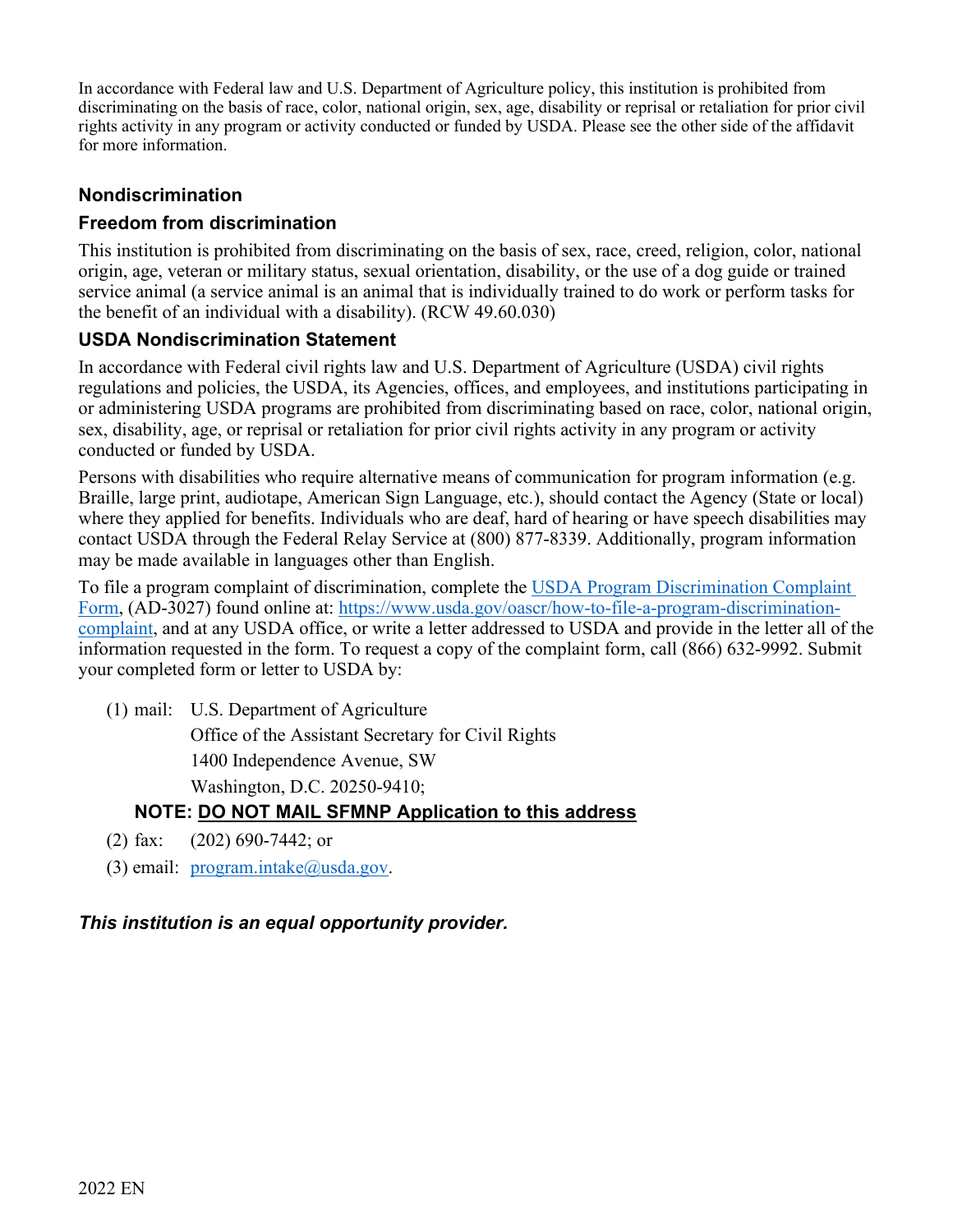In accordance with Federal law and U.S. Department of Agriculture policy, this institution is prohibited from discriminating on the basis of race, color, national origin, sex, age, disability or reprisal or retaliation for prior civil rights activity in any program or activity conducted or funded by USDA. Please see the other side of the affidavit for more information.

## Nondiscrimination

### Freedom from discrimination

This institution is prohibited from discriminating on the basis of sex, race, creed, religion, color, national origin, age, veteran or military status, sexual orientation, disability, or the use of a dog guide or trained service animal (a service animal is an animal that is individually trained to do work or perform tasks for the benefit of an individual with a disability). (RCW 49.60.030)

### USDA Nondiscrimination Statement

In accordance with Federal civil rights law and U.S. Department of Agriculture (USDA) civil rights regulations and policies, the USDA, its Agencies, offices, and employees, and institutions participating in or administering USDA programs are prohibited from discriminating based on race, color, national origin, sex, disability, age, or reprisal or retaliation for prior civil rights activity in any program or activity conducted or funded by USDA.

Persons with disabilities who require alternative means of communication for program information (e.g. Braille, large print, audiotape, American Sign Language, etc.), should contact the Agency (State or local) where they applied for benefits. Individuals who are deaf, hard of hearing or have speech disabilities may contact USDA through the Federal Relay Service at (800) 877-8339. Additionally, program information may be made available in languages other than English.

To file a program complaint of discrimination, complete the USDA Program Discrimination Complaint Form, (AD-3027) found online at: https://www.usda.gov/oascr/how-to-file-a-program-discrimination-complaint, and at any USDA office, or write a letter addressed to USDA and provide in the letter all of the information requested in the form. To request a copy of the complaint form, call (866) 632-9992. Submit your completed form or letter to USDA by:

(1) mail: U.S. Department of Agriculture
Office of the Assistant Secretary for Civil Rights
1400 Independence Avenue, SW
Washington, D.C. 20250-9410;

**NOTE: DO NOT MAIL SFMNP Application to this address**

(2) fax: (202) 690-7442; or

(3) email: program.intake@usda.gov.

***This institution is an equal opportunity provider.***

2022 EN